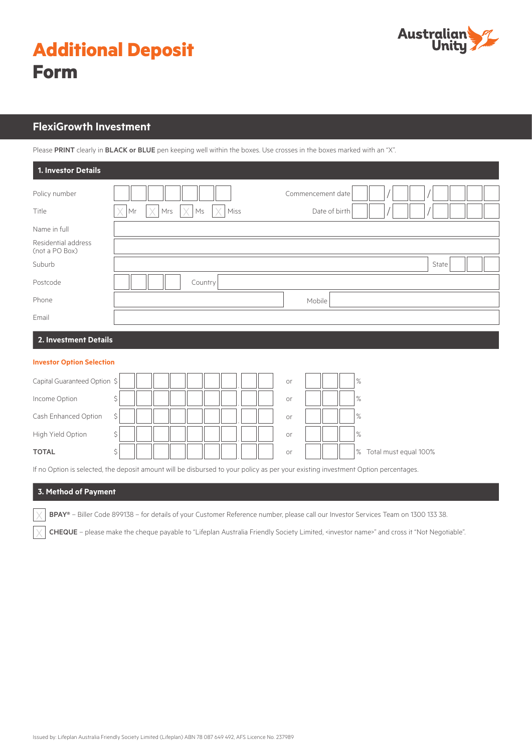# Additional Deposit Form

Australian Unity

## FlexiGrowth Investment

Please **PRINT** clearly in **BLACK or BLUE** pen keeping well within the boxes. Use crosses in the boxes marked with an "X".

### 1. Investor Details

| | | | |
|---|---|---|---|
| Policy number | | Commencement date | / / |
| Title | ☐ Mr ☐ Mrs ☐ Ms ☐ Miss | Date of birth | / / |
| Name in full | | | |
| Residential address (not a PO Box) | | | |
| Suburb | | State | |
| Postcode | | Country | |
| Phone | | Mobile | |
| Email | | | |

### 2. Investment Details

**Investor Option Selection**

| | $ | or | % |
|---|---|---|---|
| Capital Guaranteed Option | $ | or | % |
| Income Option | $ | or | % |
| Cash Enhanced Option | $ | or | % |
| High Yield Option | $ | or | % |
| **TOTAL** | $ | or | % Total must equal 100% |

If no Option is selected, the deposit amount will be disbursed to your policy as per your existing investment Option percentages.

### 3. Method of Payment

☐ **BPAY®** – Biller Code 899138 – for details of your Customer Reference number, please call our Investor Services Team on 1300 133 38.

☐ **CHEQUE** – please make the cheque payable to "Lifeplan Australia Friendly Society Limited, <investor name>" and cross it "Not Negotiable".

Issued by: Lifeplan Australia Friendly Society Limited (Lifeplan) ABN 78 087 649 492, AFS Licence No. 237989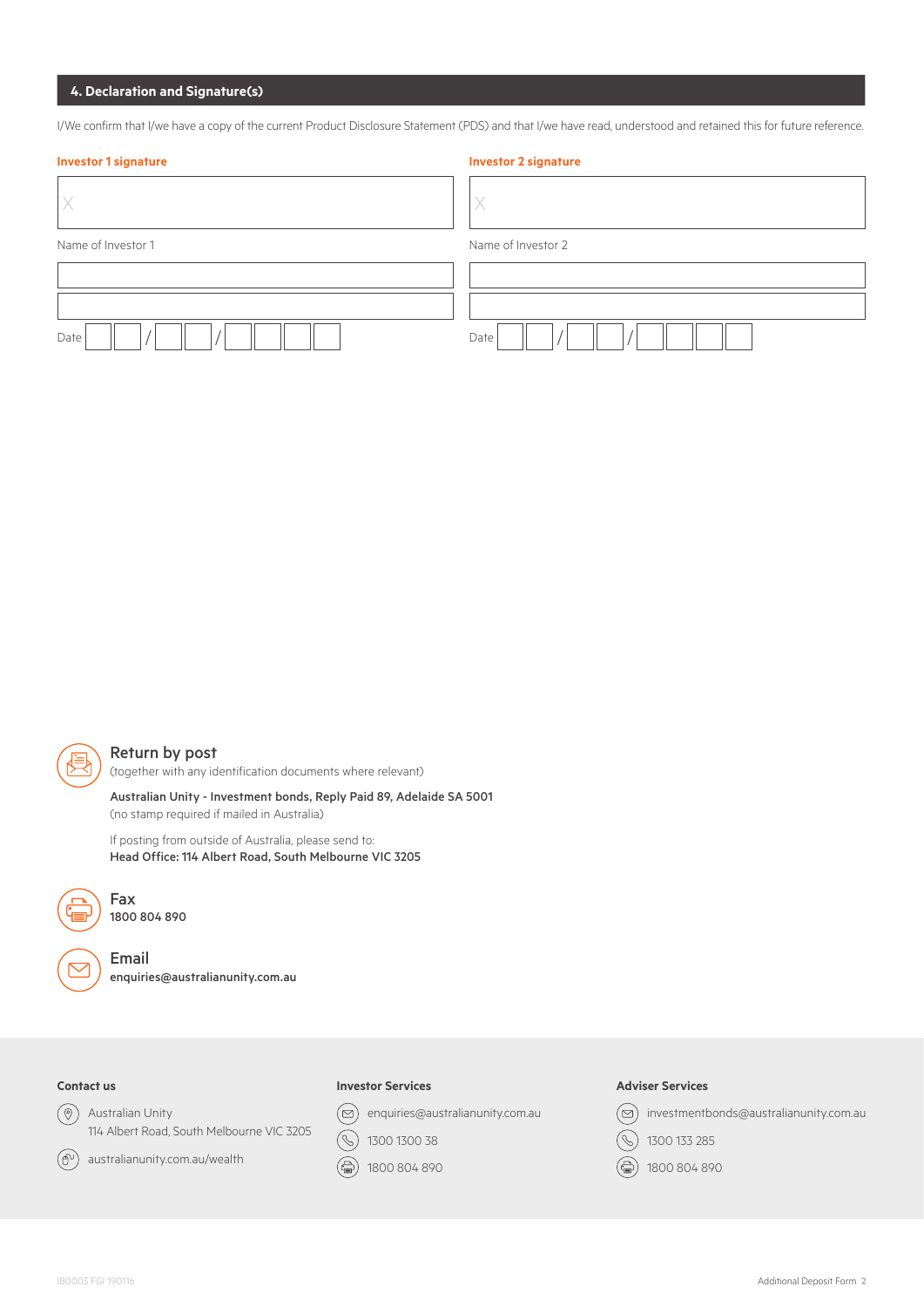## 4. Declaration and Signature(s)

I/We confirm that I/we have a copy of the current Product Disclosure Statement (PDS) and that I/we have read, understood and retained this for future reference.

**Investor 1 signature**

X

Name of Investor 1

Date __ __ / __ __ / __ __ __ __

**Investor 2 signature**

X

Name of Investor 2

Date __ __ / __ __ / __ __ __ __

### Return by post

(together with any identification documents where relevant)

**Australian Unity - Investment bonds, Reply Paid 89, Adelaide SA 5001**
(no stamp required if mailed in Australia)

If posting from outside of Australia, please send to:
**Head Office: 114 Albert Road, South Melbourne VIC 3205**

### Fax

**1800 804 890**

### Email

**enquiries@australianunity.com.au**

**Contact us**

Australian Unity
114 Albert Road, South Melbourne VIC 3205

australianunity.com.au/wealth

**Investor Services**

enquiries@australianunity.com.au

1300 1300 38

1800 804 890

**Adviser Services**

investmentbonds@australianunity.com.au

1300 133 285

1800 804 890

IB0003 FGI 190116